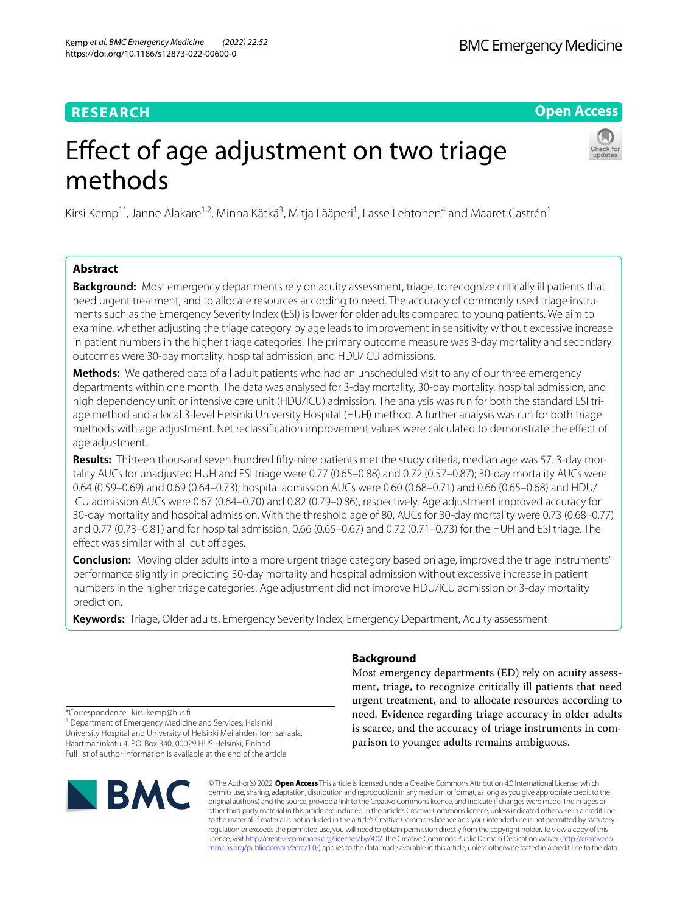**RESEARCH** **Open Access**

# Effect of age adjustment on two triage methods

Kirsi Kemp[1*], Janne Alakare[1,2], Minna Kätkä[3], Mitja Lääperi[1], Lasse Lehtonen[4] and Maaret Castrén[1]

## Abstract

**Background:** Most emergency departments rely on acuity assessment, triage, to recognize critically ill patients that need urgent treatment, and to allocate resources according to need. The accuracy of commonly used triage instruments such as the Emergency Severity Index (ESI) is lower for older adults compared to young patients. We aim to examine, whether adjusting the triage category by age leads to improvement in sensitivity without excessive increase in patient numbers in the higher triage categories. The primary outcome measure was 3-day mortality and secondary outcomes were 30-day mortality, hospital admission, and HDU/ICU admissions.

**Methods:** We gathered data of all adult patients who had an unscheduled visit to any of our three emergency departments within one month. The data was analysed for 3-day mortality, 30-day mortality, hospital admission, and high dependency unit or intensive care unit (HDU/ICU) admission. The analysis was run for both the standard ESI triage method and a local 3-level Helsinki University Hospital (HUH) method. A further analysis was run for both triage methods with age adjustment. Net reclassification improvement values were calculated to demonstrate the effect of age adjustment.

**Results:** Thirteen thousand seven hundred fifty-nine patients met the study criteria, median age was 57. 3-day mortality AUCs for unadjusted HUH and ESI triage were 0.77 (0.65–0.88) and 0.72 (0.57–0.87); 30-day mortality AUCs were 0.64 (0.59–0.69) and 0.69 (0.64–0.73); hospital admission AUCs were 0.60 (0.68–0.71) and 0.66 (0.65–0.68) and HDU/ICU admission AUCs were 0.67 (0.64–0.70) and 0.82 (0.79–0.86), respectively. Age adjustment improved accuracy for 30-day mortality and hospital admission. With the threshold age of 80, AUCs for 30-day mortality were 0.73 (0.68–0.77) and 0.77 (0.73–0.81) and for hospital admission, 0.66 (0.65–0.67) and 0.72 (0.71–0.73) for the HUH and ESI triage. The effect was similar with all cut off ages.

**Conclusion:** Moving older adults into a more urgent triage category based on age, improved the triage instruments' performance slightly in predicting 30-day mortality and hospital admission without excessive increase in patient numbers in the higher triage categories. Age adjustment did not improve HDU/ICU admission or 3-day mortality prediction.

**Keywords:** Triage, Older adults, Emergency Severity Index, Emergency Department, Acuity assessment

## Background

Most emergency departments (ED) rely on acuity assessment, triage, to recognize critically ill patients that need urgent treatment, and to allocate resources according to need. Evidence regarding triage accuracy in older adults is scarce, and the accuracy of triage instruments in comparison to younger adults remains ambiguous.

*Correspondence: kirsi.kemp@hus.fi
[1] Department of Emergency Medicine and Services, Helsinki University Hospital and University of Helsinki Meilahden Tornisairaala, Haartmaninkatu 4, P.O. Box 340, 00029 HUS Helsinki, Finland
Full list of author information is available at the end of the article

© The Author(s) 2022. **Open Access** This article is licensed under a Creative Commons Attribution 4.0 International License, which permits use, sharing, adaptation, distribution and reproduction in any medium or format, as long as you give appropriate credit to the original author(s) and the source, provide a link to the Creative Commons licence, and indicate if changes were made. The images or other third party material in this article are included in the article's Creative Commons licence, unless indicated otherwise in a credit line to the material. If material is not included in the article's Creative Commons licence and your intended use is not permitted by statutory regulation or exceeds the permitted use, you will need to obtain permission directly from the copyright holder. To view a copy of this licence, visit http://creativecommons.org/licenses/by/4.0/. The Creative Commons Public Domain Dedication waiver (http://creativecommons.org/publicdomain/zero/1.0/) applies to the data made available in this article, unless otherwise stated in a credit line to the data.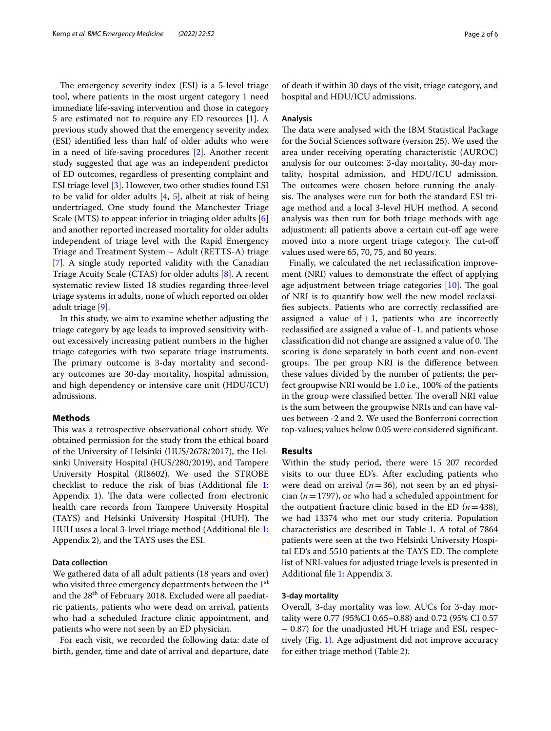The emergency severity index (ESI) is a 5-level triage tool, where patients in the most urgent category 1 need immediate life-saving intervention and those in category 5 are estimated not to require any ED resources [1]. A previous study showed that the emergency severity index (ESI) identified less than half of older adults who were in a need of life-saving procedures [2]. Another recent study suggested that age was an independent predictor of ED outcomes, regardless of presenting complaint and ESI triage level [3]. However, two other studies found ESI to be valid for older adults [4, 5], albeit at risk of being undertriaged. One study found the Manchester Triage Scale (MTS) to appear inferior in triaging older adults [6] and another reported increased mortality for older adults independent of triage level with the Rapid Emergency Triage and Treatment System – Adult (RETTS-A) triage [7]. A single study reported validity with the Canadian Triage Acuity Scale (CTAS) for older adults [8]. A recent systematic review listed 18 studies regarding three-level triage systems in adults, none of which reported on older adult triage [9].

In this study, we aim to examine whether adjusting the triage category by age leads to improved sensitivity without excessively increasing patient numbers in the higher triage categories with two separate triage instruments. The primary outcome is 3-day mortality and secondary outcomes are 30-day mortality, hospital admission, and high dependency or intensive care unit (HDU/ICU) admissions.

## Methods

This was a retrospective observational cohort study. We obtained permission for the study from the ethical board of the University of Helsinki (HUS/2678/2017), the Helsinki University Hospital (HUS/280/2019), and Tampere University Hospital (RI8602). We used the STROBE checklist to reduce the risk of bias (Additional file 1: Appendix 1). The data were collected from electronic health care records from Tampere University Hospital (TAYS) and Helsinki University Hospital (HUH). The HUH uses a local 3-level triage method (Additional file 1: Appendix 2), and the TAYS uses the ESI.

### Data collection

We gathered data of all adult patients (18 years and over) who visited three emergency departments between the 1st and the 28th of February 2018. Excluded were all paediatric patients, patients who were dead on arrival, patients who had a scheduled fracture clinic appointment, and patients who were not seen by an ED physician.

For each visit, we recorded the following data: date of birth, gender, time and date of arrival and departure, date of death if within 30 days of the visit, triage category, and hospital and HDU/ICU admissions.

### Analysis

The data were analysed with the IBM Statistical Package for the Social Sciences software (version 25). We used the area under receiving operating characteristic (AUROC) analysis for our outcomes: 3-day mortality, 30-day mortality, hospital admission, and HDU/ICU admission. The outcomes were chosen before running the analysis. The analyses were run for both the standard ESI triage method and a local 3-level HUH method. A second analysis was then run for both triage methods with age adjustment: all patients above a certain cut-off age were moved into a more urgent triage category. The cut-off values used were 65, 70, 75, and 80 years.

Finally, we calculated the net reclassification improvement (NRI) values to demonstrate the effect of applying age adjustment between triage categories [10]. The goal of NRI is to quantify how well the new model reclassifies subjects. Patients who are correctly reclassified are assigned a value of +1, patients who are incorrectly reclassified are assigned a value of -1, and patients whose classification did not change are assigned a value of 0. The scoring is done separately in both event and non-event groups. The per group NRI is the difference between these values divided by the number of patients; the perfect groupwise NRI would be 1.0 i.e., 100% of the patients in the group were classified better. The overall NRI value is the sum between the groupwise NRIs and can have values between -2 and 2. We used the Bonferroni correction top-values; values below 0.05 were considered significant.

## Results

Within the study period, there were 15 207 recorded visits to our three ED's. After excluding patients who were dead on arrival ($n = 36$), not seen by an ed physician ($n = 1797$), or who had a scheduled appointment for the outpatient fracture clinic based in the ED ($n = 438$), we had 13374 who met our study criteria. Population characteristics are described in Table 1. A total of 7864 patients were seen at the two Helsinki University Hospital ED's and 5510 patients at the TAYS ED. The complete list of NRI-values for adjusted triage levels is presented in Additional file 1: Appendix 3.

### 3-day mortality

Overall, 3-day mortality was low. AUCs for 3-day mortality were 0.77 (95%CI 0.65–0.88) and 0.72 (95% CI 0.57 – 0.87) for the unadjusted HUH triage and ESI, respectively (Fig. 1). Age adjustment did not improve accuracy for either triage method (Table 2).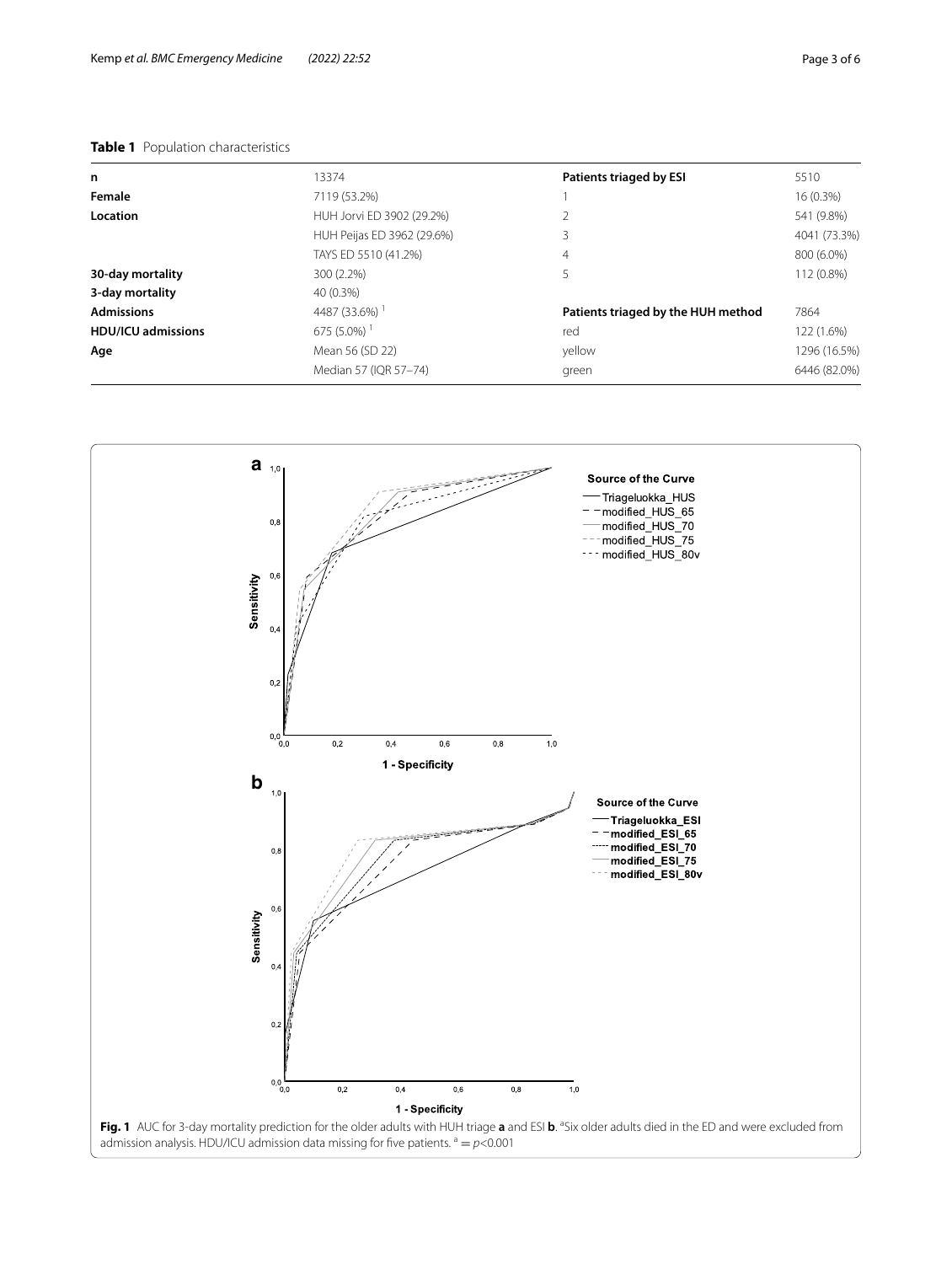**Table 1** Population characteristics

| n | 13374 | Patients triaged by ESI | 5510 |
|---|---|---|---|
| **Female** | 7119 (53.2%) | 1 | 16 (0.3%) |
| **Location** | HUH Jorvi ED 3902 (29.2%) | 2 | 541 (9.8%) |
| | HUH Peijas ED 3962 (29.6%) | 3 | 4041 (73.3%) |
| | TAYS ED 5510 (41.2%) | 4 | 800 (6.0%) |
| **30-day mortality** | 300 (2.2%) | 5 | 112 (0.8%) |
| **3-day mortality** | 40 (0.3%) | | |
| **Admissions** | 4487 (33.6%) [1] | **Patients triaged by the HUH method** | 7864 |
| **HDU/ICU admissions** | 675 (5.0%) [1] | red | 122 (1.6%) |
| **Age** | Mean 56 (SD 22) | yellow | 1296 (16.5%) |
| | Median 57 (IQR 57–74) | green | 6446 (82.0%) |

**Fig. 1** AUC for 3-day mortality prediction for the older adults with HUH triage **a** and ESI **b**. [a]Six older adults died in the ED and were excluded from admission analysis. HDU/ICU admission data missing for five patients. [a] = $p<0.001$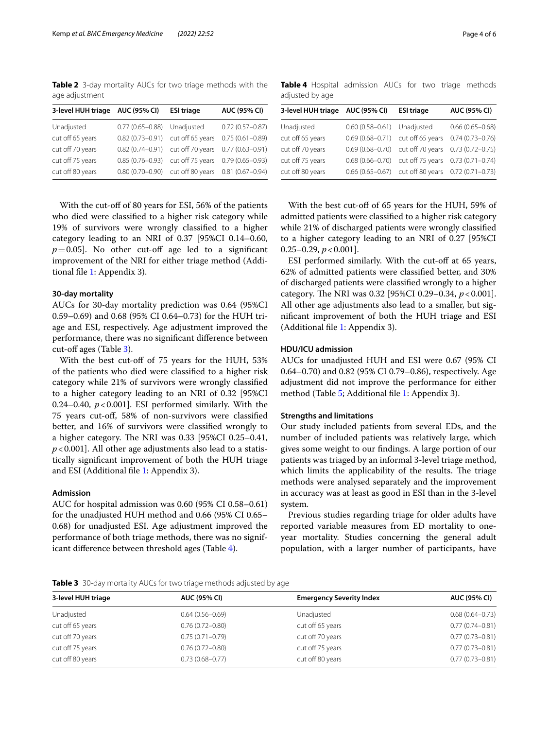**Table 2** 3-day mortality AUCs for two triage methods with the age adjustment

| 3-level HUH triage | AUC (95% CI) | ESI triage | AUC (95% CI) |
|---|---|---|---|
| Unadjusted | 0.77 (0.65–0.88) | Unadjusted | 0.72 (0.57–0.87) |
| cut off 65 years | 0.82 (0.73–0.91) | cut off 65 years | 0.75 (0.61–0.89) |
| cut off 70 years | 0.82 (0.74–0.91) | cut off 70 years | 0.77 (0.63–0.91) |
| cut off 75 years | 0.85 (0.76–0.93) | cut off 75 years | 0.79 (0.65–0.93) |
| cut off 80 years | 0.80 (0.70–0.90) | cut off 80 years | 0.81 (0.67–0.94) |

With the cut-off of 80 years for ESI, 56% of the patients who died were classified to a higher risk category while 19% of survivors were wrongly classified to a higher category leading to an NRI of 0.37 [95%CI 0.14–0.60, $p=0.05$]. No other cut-off age led to a significant improvement of the NRI for either triage method (Additional file 1: Appendix 3).

### 30-day mortality

AUCs for 30-day mortality prediction was 0.64 (95%CI 0.59–0.69) and 0.68 (95% CI 0.64–0.73) for the HUH triage and ESI, respectively. Age adjustment improved the performance, there was no significant difference between cut-off ages (Table 3).

With the best cut-off of 75 years for the HUH, 53% of the patients who died were classified to a higher risk category while 21% of survivors were wrongly classified to a higher category leading to an NRI of 0.32 [95%CI 0.24–0.40, $p<0.001$]. ESI performed similarly. With the 75 years cut-off, 58% of non-survivors were classified better, and 16% of survivors were classified wrongly to a higher category. The NRI was 0.33 [95%CI 0.25–0.41, $p<0.001$]. All other age adjustments also lead to a statistically significant improvement of both the HUH triage and ESI (Additional file 1: Appendix 3).

### Admission

AUC for hospital admission was 0.60 (95% CI 0.58–0.61) for the unadjusted HUH method and 0.66 (95% CI 0.65–0.68) for unadjusted ESI. Age adjustment improved the performance of both triage methods, there was no significant difference between threshold ages (Table 4).

**Table 4** Hospital admission AUCs for two triage methods adjusted by age

| 3-level HUH triage | AUC (95% CI) | ESI triage | AUC (95% CI) |
|---|---|---|---|
| Unadjusted | 0.60 (0.58–0.61) | Unadjusted | 0.66 (0.65–0.68) |
| cut off 65 years | 0.69 (0.68–0.71) | cut off 65 years | 0.74 (0.73–0.76) |
| cut off 70 years | 0.69 (0.68–0.70) | cut off 70 years | 0.73 (0.72–0.75) |
| cut off 75 years | 0.68 (0.66–0.70) | cut off 75 years | 0.73 (0.71–0.74) |
| cut off 80 years | 0.66 (0.65–0.67) | cut off 80 years | 0.72 (0.71–0.73) |

With the best cut-off of 65 years for the HUH, 59% of admitted patients were classified to a higher risk category while 21% of discharged patients were wrongly classified to a higher category leading to an NRI of 0.27 [95%CI 0.25–0.29, $p<0.001$].

ESI performed similarly. With the cut-off at 65 years, 62% of admitted patients were classified better, and 30% of discharged patients were classified wrongly to a higher category. The NRI was 0.32 [95%CI 0.29–0.34, $p<0.001$]. All other age adjustments also lead to a smaller, but significant improvement of both the HUH triage and ESI (Additional file 1: Appendix 3).

### HDU/ICU admission

AUCs for unadjusted HUH and ESI were 0.67 (95% CI 0.64–0.70) and 0.82 (95% CI 0.79–0.86), respectively. Age adjustment did not improve the performance for either method (Table 5; Additional file 1: Appendix 3).

### Strengths and limitations

Our study included patients from several EDs, and the number of included patients was relatively large, which gives some weight to our findings. A large portion of our patients was triaged by an informal 3-level triage method, which limits the applicability of the results. The triage methods were analysed separately and the improvement in accuracy was at least as good in ESI than in the 3-level system.

Previous studies regarding triage for older adults have reported variable measures from ED mortality to one-year mortality. Studies concerning the general adult population, with a larger number of participants, have

**Table 3** 30-day mortality AUCs for two triage methods adjusted by age

| 3-level HUH triage | AUC (95% CI) | Emergency Severity Index | AUC (95% CI) |
|---|---|---|---|
| Unadjusted | 0.64 (0.56–0.69) | Unadjusted | 0.68 (0.64–0.73) |
| cut off 65 years | 0.76 (0.72–0.80) | cut off 65 years | 0.77 (0.74–0.81) |
| cut off 70 years | 0.75 (0.71–0.79) | cut off 70 years | 0.77 (0.73–0.81) |
| cut off 75 years | 0.76 (0.72–0.80) | cut off 75 years | 0.77 (0.73–0.81) |
| cut off 80 years | 0.73 (0.68–0.77) | cut off 80 years | 0.77 (0.73–0.81) |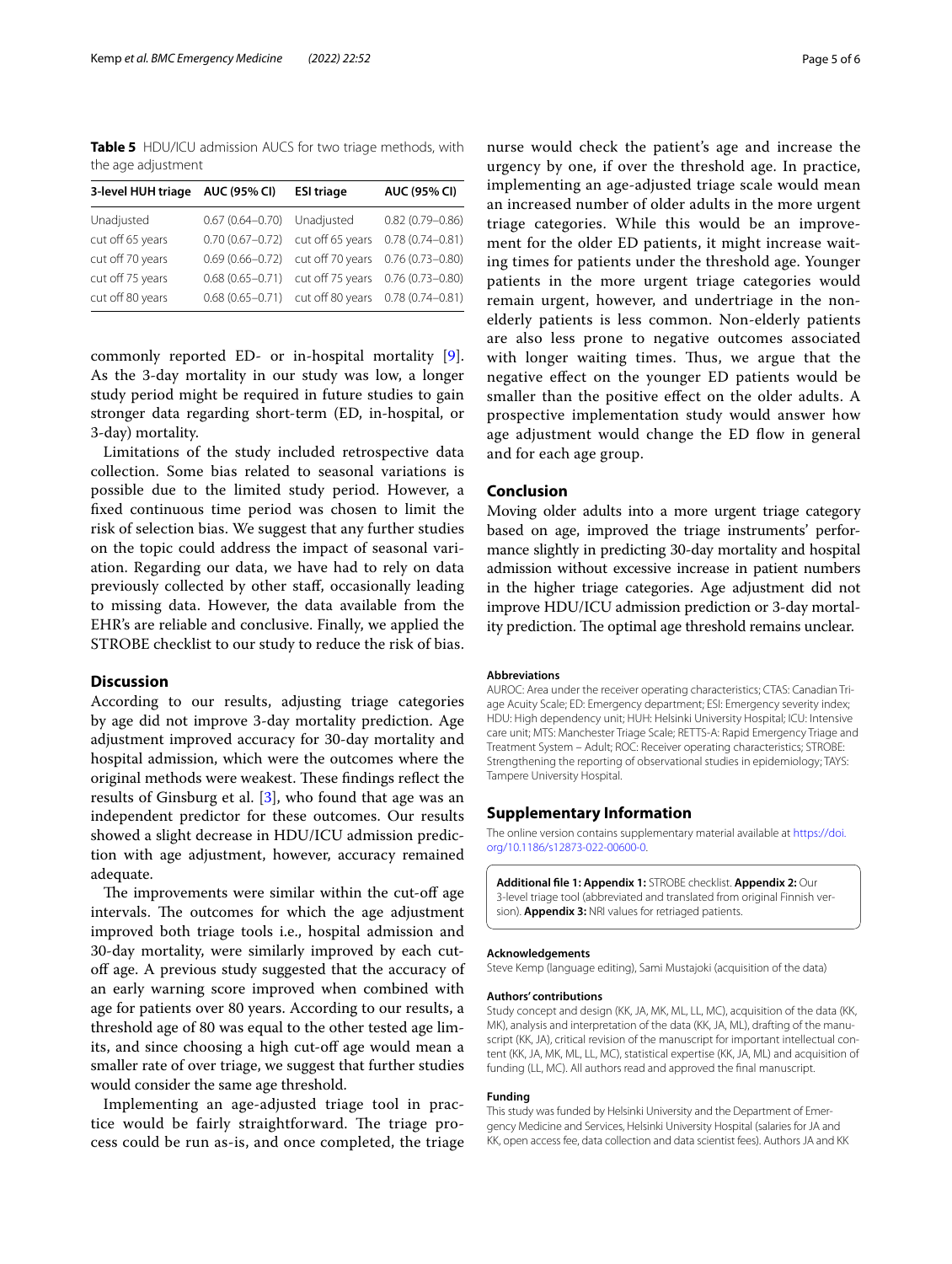**Table 5** HDU/ICU admission AUCS for two triage methods, with the age adjustment

| 3-level HUH triage | AUC (95% CI) | ESI triage | AUC (95% CI) |
|---|---|---|---|
| Unadjusted | 0.67 (0.64–0.70) | Unadjusted | 0.82 (0.79–0.86) |
| cut off 65 years | 0.70 (0.67–0.72) | cut off 65 years | 0.78 (0.74–0.81) |
| cut off 70 years | 0.69 (0.66–0.72) | cut off 70 years | 0.76 (0.73–0.80) |
| cut off 75 years | 0.68 (0.65–0.71) | cut off 75 years | 0.76 (0.73–0.80) |
| cut off 80 years | 0.68 (0.65–0.71) | cut off 80 years | 0.78 (0.74–0.81) |

commonly reported ED- or in-hospital mortality [9]. As the 3-day mortality in our study was low, a longer study period might be required in future studies to gain stronger data regarding short-term (ED, in-hospital, or 3-day) mortality.

Limitations of the study included retrospective data collection. Some bias related to seasonal variations is possible due to the limited study period. However, a fixed continuous time period was chosen to limit the risk of selection bias. We suggest that any further studies on the topic could address the impact of seasonal variation. Regarding our data, we have had to rely on data previously collected by other staff, occasionally leading to missing data. However, the data available from the EHR's are reliable and conclusive. Finally, we applied the STROBE checklist to our study to reduce the risk of bias.

## Discussion

According to our results, adjusting triage categories by age did not improve 3-day mortality prediction. Age adjustment improved accuracy for 30-day mortality and hospital admission, which were the outcomes where the original methods were weakest. These findings reflect the results of Ginsburg et al. [3], who found that age was an independent predictor for these outcomes. Our results showed a slight decrease in HDU/ICU admission prediction with age adjustment, however, accuracy remained adequate.

The improvements were similar within the cut-off age intervals. The outcomes for which the age adjustment improved both triage tools i.e., hospital admission and 30-day mortality, were similarly improved by each cut-off age. A previous study suggested that the accuracy of an early warning score improved when combined with age for patients over 80 years. According to our results, a threshold age of 80 was equal to the other tested age limits, and since choosing a high cut-off age would mean a smaller rate of over triage, we suggest that further studies would consider the same age threshold.

Implementing an age-adjusted triage tool in practice would be fairly straightforward. The triage process could be run as-is, and once completed, the triage nurse would check the patient's age and increase the urgency by one, if over the threshold age. In practice, implementing an age-adjusted triage scale would mean an increased number of older adults in the more urgent triage categories. While this would be an improvement for the older ED patients, it might increase waiting times for patients under the threshold age. Younger patients in the more urgent triage categories would remain urgent, however, and undertriage in the non-elderly patients is less common. Non-elderly patients are also less prone to negative outcomes associated with longer waiting times. Thus, we argue that the negative effect on the younger ED patients would be smaller than the positive effect on the older adults. A prospective implementation study would answer how age adjustment would change the ED flow in general and for each age group.

## Conclusion

Moving older adults into a more urgent triage category based on age, improved the triage instruments' performance slightly in predicting 30-day mortality and hospital admission without excessive increase in patient numbers in the higher triage categories. Age adjustment did not improve HDU/ICU admission prediction or 3-day mortality prediction. The optimal age threshold remains unclear.

#### Abbreviations

AUROC: Area under the receiver operating characteristics; CTAS: Canadian Triage Acuity Scale; ED: Emergency department; ESI: Emergency severity index; HDU: High dependency unit; HUH: Helsinki University Hospital; ICU: Intensive care unit; MTS: Manchester Triage Scale; RETTS-A: Rapid Emergency Triage and Treatment System – Adult; ROC: Receiver operating characteristics; STROBE: Strengthening the reporting of observational studies in epidemiology; TAYS: Tampere University Hospital.

## Supplementary Information

The online version contains supplementary material available at https://doi.org/10.1186/s12873-022-00600-0.

**Additional file 1: Appendix 1:** STROBE checklist. **Appendix 2:** Our 3-level triage tool (abbreviated and translated from original Finnish version). **Appendix 3:** NRI values for retriaged patients.

#### Acknowledgements

Steve Kemp (language editing), Sami Mustajoki (acquisition of the data)

#### Authors' contributions

Study concept and design (KK, JA, MK, ML, LL, MC), acquisition of the data (KK, MK), analysis and interpretation of the data (KK, JA, ML), drafting of the manuscript (KK, JA), critical revision of the manuscript for important intellectual content (KK, JA, MK, ML, LL, MC), statistical expertise (KK, JA, ML) and acquisition of funding (LL, MC). All authors read and approved the final manuscript.

#### Funding

This study was funded by Helsinki University and the Department of Emergency Medicine and Services, Helsinki University Hospital (salaries for JA and KK, open access fee, data collection and data scientist fees). Authors JA and KK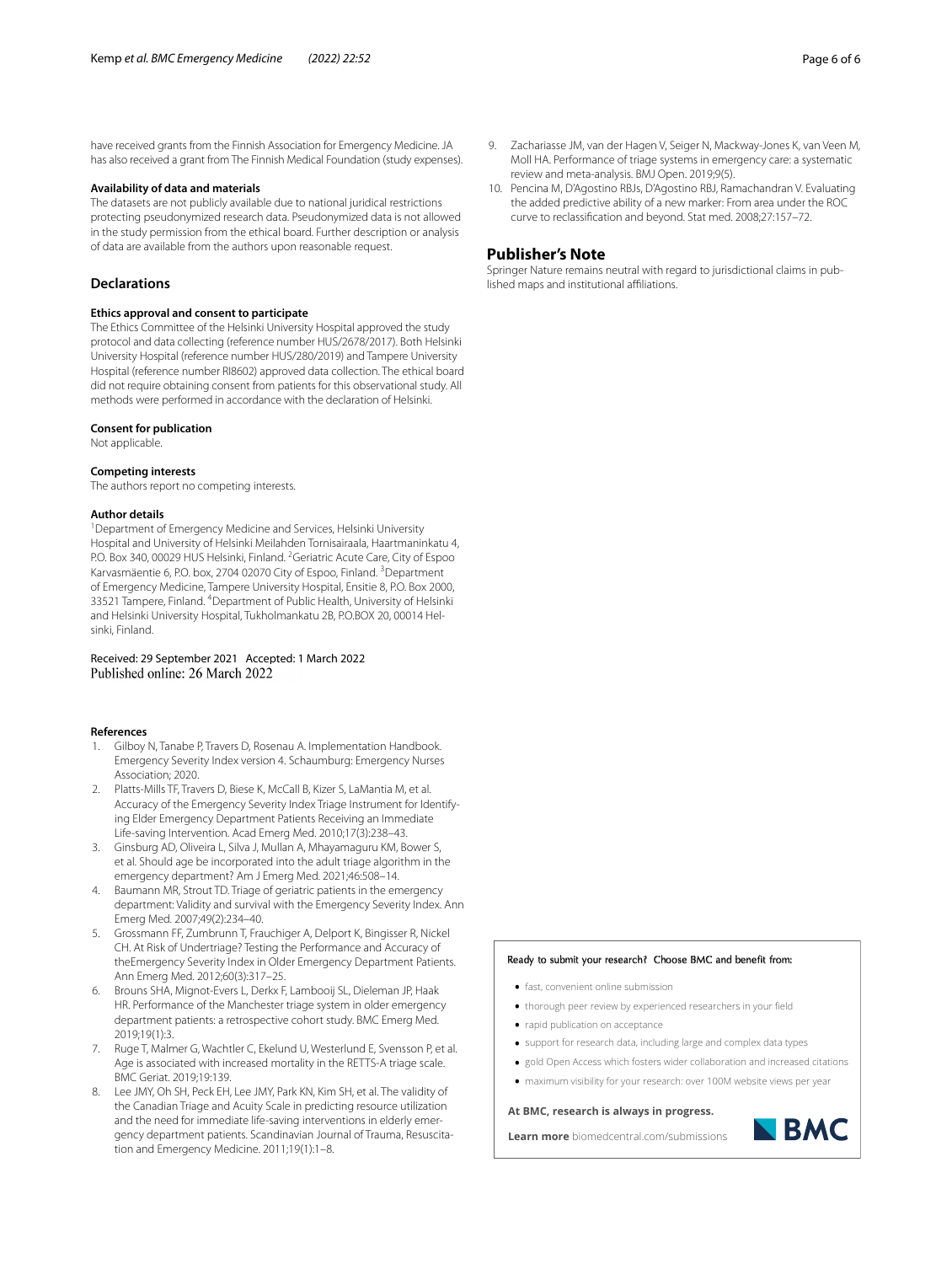have received grants from the Finnish Association for Emergency Medicine. JA has also received a grant from The Finnish Medical Foundation (study expenses).

**Availability of data and materials**

The datasets are not publicly available due to national juridical restrictions protecting pseudonymized research data. Pseudonymized data is not allowed in the study permission from the ethical board. Further description or analysis of data are available from the authors upon reasonable request.

## Declarations

**Ethics approval and consent to participate**

The Ethics Committee of the Helsinki University Hospital approved the study protocol and data collecting (reference number HUS/2678/2017). Both Helsinki University Hospital (reference number HUS/280/2019) and Tampere University Hospital (reference number RI8602) approved data collection. The ethical board did not require obtaining consent from patients for this observational study. All methods were performed in accordance with the declaration of Helsinki.

**Consent for publication**

Not applicable.

**Competing interests**

The authors report no competing interests.

**Author details**

[1]Department of Emergency Medicine and Services, Helsinki University Hospital and University of Helsinki Meilahden Tornisairaala, Haartmaninkatu 4, P.O. Box 340, 00029 HUS Helsinki, Finland. [2]Geriatric Acute Care, City of Espoo Karvasmäentie 6, P.O. box, 2704 02070 City of Espoo, Finland. [3]Department of Emergency Medicine, Tampere University Hospital, Ensitie 8, P.O. Box 2000, 33521 Tampere, Finland. [4]Department of Public Health, University of Helsinki and Helsinki University Hospital, Tukholmankatu 2B, P.O.BOX 20, 00014 Helsinki, Finland.

Received: 29 September 2021 Accepted: 1 March 2022
Published online: 26 March 2022

## References

1. Gilboy N, Tanabe P, Travers D, Rosenau A. Implementation Handbook. Emergency Severity Index version 4. Schaumburg: Emergency Nurses Association; 2020.
2. Platts-Mills TF, Travers D, Biese K, McCall B, Kizer S, LaMantia M, et al. Accuracy of the Emergency Severity Index Triage Instrument for Identifying Elder Emergency Department Patients Receiving an Immediate Life-saving Intervention. Acad Emerg Med. 2010;17(3):238–43.
3. Ginsburg AD, Oliveira L, Silva J, Mullan A, Mhayamaguru KM, Bower S, et al. Should age be incorporated into the adult triage algorithm in the emergency department? Am J Emerg Med. 2021;46:508–14.
4. Baumann MR, Strout TD. Triage of geriatric patients in the emergency department: Validity and survival with the Emergency Severity Index. Ann Emerg Med. 2007;49(2):234–40.
5. Grossmann FF, Zumbrunn T, Frauchiger A, Delport K, Bingisser R, Nickel CH. At Risk of Undertriage? Testing the Performance and Accuracy of theEmergency Severity Index in Older Emergency Department Patients. Ann Emerg Med. 2012;60(3):317–25.
6. Brouns SHA, Mignot-Evers L, Derkx F, Lambooij SL, Dieleman JP, Haak HR. Performance of the Manchester triage system in older emergency department patients: a retrospective cohort study. BMC Emerg Med. 2019;19(1):3.
7. Ruge T, Malmer G, Wachtler C, Ekelund U, Westerlund E, Svensson P, et al. Age is associated with increased mortality in the RETTS-A triage scale. BMC Geriat. 2019;19:139.
8. Lee JMY, Oh SH, Peck EH, Lee JMY, Park KN, Kim SH, et al. The validity of the Canadian Triage and Acuity Scale in predicting resource utilization and the need for immediate life-saving interventions in elderly emergency department patients. Scandinavian Journal of Trauma, Resuscitation and Emergency Medicine. 2011;19(1):1–8.
9. Zachariasse JM, van der Hagen V, Seiger N, Mackway-Jones K, van Veen M, Moll HA. Performance of triage systems in emergency care: a systematic review and meta-analysis. BMJ Open. 2019;9(5).
10. Pencina M, D'Agostino RBJs, D'Agostino RBJ, Ramachandran V. Evaluating the added predictive ability of a new marker: From area under the ROC curve to reclassification and beyond. Stat med. 2008;27:157–72.

## Publisher's Note

Springer Nature remains neutral with regard to jurisdictional claims in published maps and institutional affiliations.

Ready to submit your research? Choose BMC and benefit from:

- fast, convenient online submission
- thorough peer review by experienced researchers in your field
- rapid publication on acceptance
- support for research data, including large and complex data types
- gold Open Access which fosters wider collaboration and increased citations
- maximum visibility for your research: over 100M website views per year

**At BMC, research is always in progress.**

**Learn more** biomedcentral.com/submissions

BMC